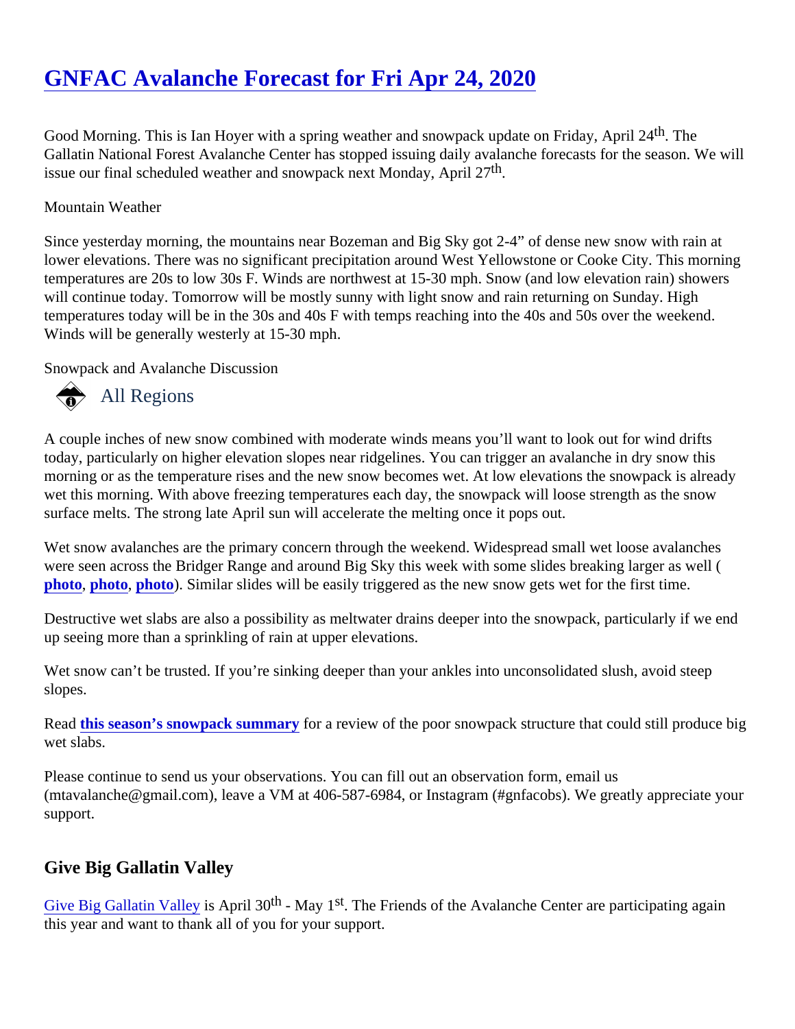# GNFAC Avalanche Forecast for Fri Apr 24, 2020

Good Morning. This is Ian Hoyer with a spring weather and snowpack update on Friday, April 24th. The Gallatin National Forest Avalanche Center has stopped issuing daily avalanche forecasts for the season. We will issue our final scheduled weather and snowpack next Monday, April 27th.

Mountain Weather

Since yesterday morning, the mountains near Bozeman and Big Sky got 2-4" of dense new snow with rain at lower elevations. There was no significant precipitation around West Yellowstone or Cooke City. This morning temperatures are 20s to low 30s F. Winds are northwest at 15-30 mph. Snow (and low elevation rain) showers will continue today. Tomorrow will be mostly sunny with light snow and rain returning on Sunday. High temperatures today will be in the 30s and 40s F with temps reaching into the 40s and 50s over the weekend. Winds will be generally westerly at 15-30 mph.

Snowpack and Avalanche Discussion

## All Regions

A couple inches of new snow combined with moderate winds means you'll want to look out for wind drifts today, particularly on higher elevation slopes near ridgelines. You can trigger an avalanche in dry snow this morning or as the temperature rises and the new snow becomes wet. At low elevations the snowpack is already wet this morning. With above freezing temperatures each day, the snowpack will loose strength as the snow surface melts. The strong late April sun will accelerate the melting once it pops out.

Wet snow avalanches are the primary concern through the weekend. Widespread small wet loose avalanches were seen across the Bridger Range and around Big Sky this week with some slides breaking larger as well (**photo**, **photo**, **photo**). Similar slides will be easily triggered as the new snow gets wet for the first time.

Destructive wet slabs are also a possibility as meltwater drains deeper into the snowpack, particularly if we end up seeing more than a sprinkling of rain at upper elevations.

Wet snow can't be trusted. If you're sinking deeper than your ankles into unconsolidated slush, avoid steep slopes.

Read **this season's snowpack summary** for a review of the poor snowpack structure that could still produce big wet slabs.

Please continue to send us your observations. You can fill out an observation form, email us (mtavalanche@gmail.com), leave a VM at 406-587-6984, or Instagram (#gnfacobs). We greatly appreciate your support.

## Give Big Gallatin Valley

Give Big Gallatin Valley is April 30th - May 1st. The Friends of the Avalanche Center are participating again this year and want to thank all of you for your support.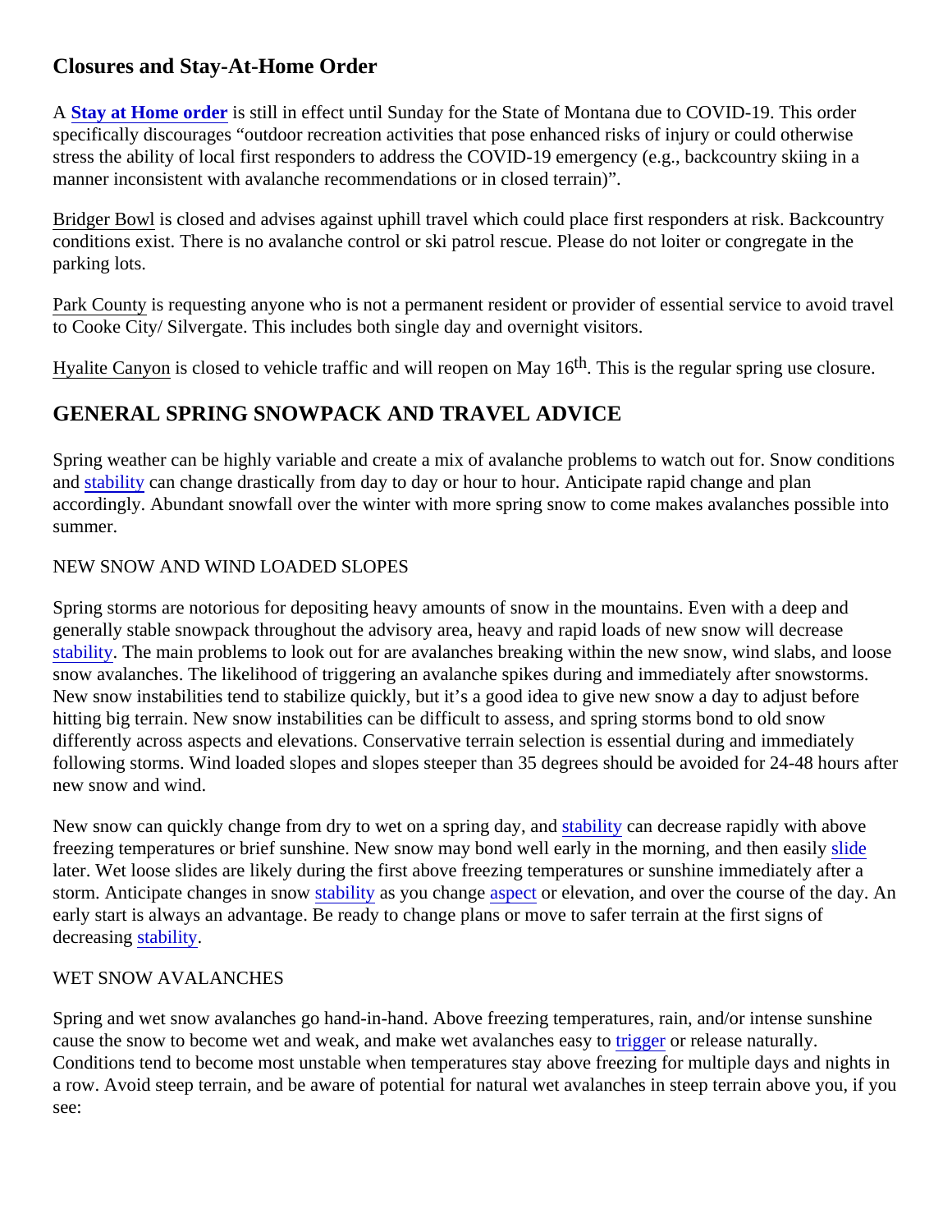## Closures and Stay-At-Home Order

A **Stay at Home order** is still in effect until Sunday for the State of Montana due to COVID-19. This order specifically discourages "outdoor recreation activities that pose enhanced risks of injury or could otherwise stress the ability of local first responders to address the COVID-19 emergency (e.g., backcountry skiing in a manner inconsistent with avalanche recommendations or in closed terrain)".

Bridger Bowl is closed and advises against uphill travel which could place first responders at risk. Backcountry conditions exist. There is no avalanche control or ski patrol rescue. Please do not loiter or congregate in the parking lots.

Park County is requesting anyone who is not a permanent resident or provider of essential service to avoid travel to Cooke City/ Silvergate. This includes both single day and overnight visitors.

Hyalite Canyon is closed to vehicle traffic and will reopen on May 16th. This is the regular spring use closure.

## GENERAL SPRING SNOWPACK AND TRAVEL ADVICE

Spring weather can be highly variable and create a mix of avalanche problems to watch out for. Snow conditions and stability can change drastically from day to day or hour to hour. Anticipate rapid change and plan accordingly. Abundant snowfall over the winter with more spring snow to come makes avalanches possible into summer.

NEW SNOW AND WIND LOADED SLOPES

Spring storms are notorious for depositing heavy amounts of snow in the mountains. Even with a deep and generally stable snowpack throughout the advisory area, heavy and rapid loads of new snow will decrease stability. The main problems to look out for are avalanches breaking within the new snow, wind slabs, and loose snow avalanches. The likelihood of triggering an avalanche spikes during and immediately after snowstorms. New snow instabilities tend to stabilize quickly, but it's a good idea to give new snow a day to adjust before hitting big terrain. New snow instabilities can be difficult to assess, and spring storms bond to old snow differently across aspects and elevations. Conservative terrain selection is essential during and immediately following storms. Wind loaded slopes and slopes steeper than 35 degrees should be avoided for 24-48 hours after new snow and wind.

New snow can quickly change from dry to wet on a spring day, and stability can decrease rapidly with above freezing temperatures or brief sunshine. New snow may bond well early in the morning, and then easily slide later. Wet loose slides are likely during the first above freezing temperatures or sunshine immediately after a storm. Anticipate changes in snow stability as you change aspect or elevation, and over the course of the day. An early start is always an advantage. Be ready to change plans or move to safer terrain at the first signs of decreasing stability.

WET SNOW AVALANCHES

Spring and wet snow avalanches go hand-in-hand. Above freezing temperatures, rain, and/or intense sunshine cause the snow to become wet and weak, and make wet avalanches easy to trigger or release naturally. Conditions tend to become most unstable when temperatures stay above freezing for multiple days and nights in a row. Avoid steep terrain, and be aware of potential for natural wet avalanches in steep terrain above you, if you see: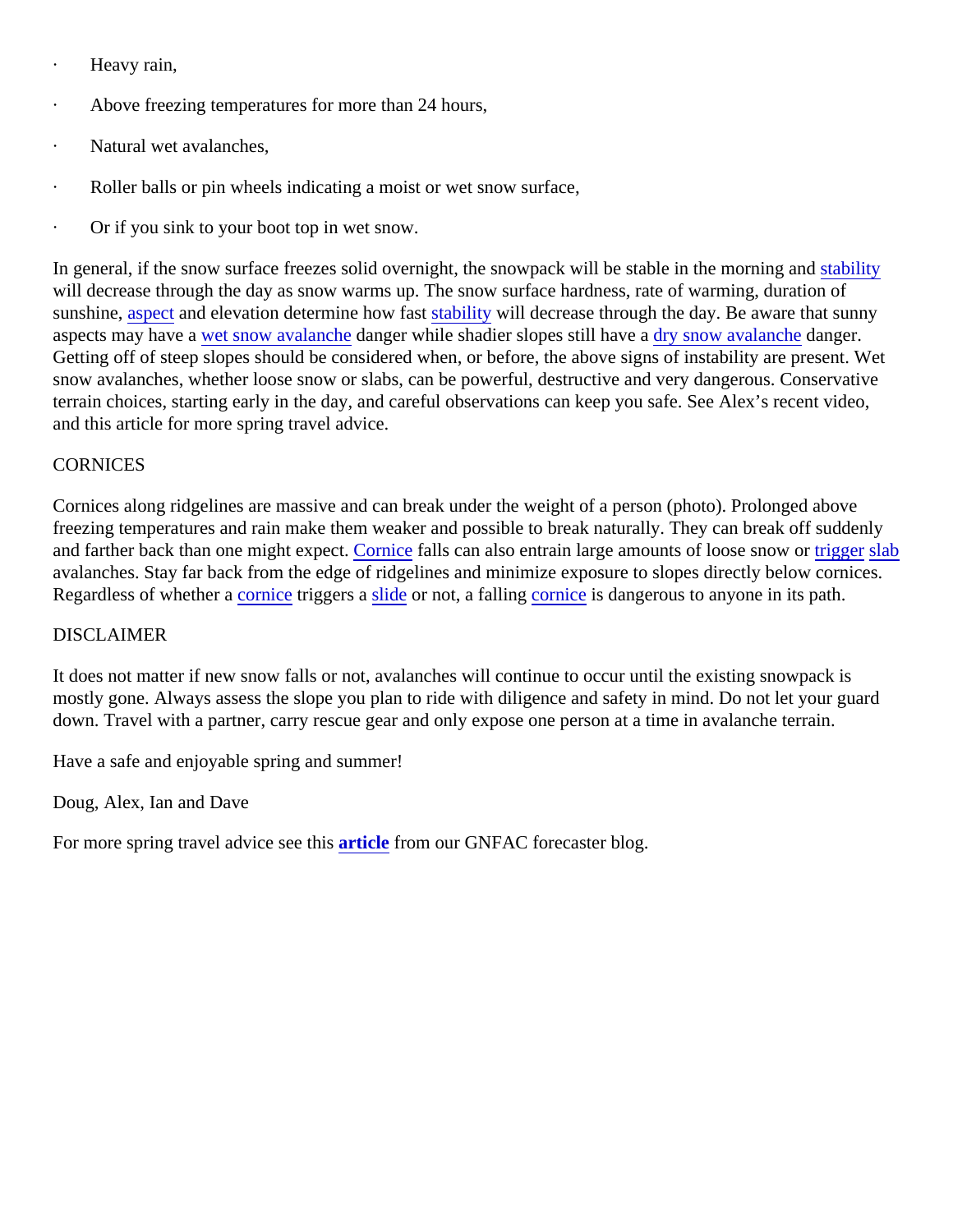- Heavy rain,
- Above freezing temperatures for more than 24 hours,
- Natural wet avalanches,
- Roller balls or pin wheels indicating a moist or wet snow surface,
- Or if you sink to your boot top in wet snow.

In general, if the snow surface freezes solid overnight, the snowpack will be stable in the morning and stability will decrease through the day as snow warms up. The snow surface hardness, rate of warming, duration of sunshine, aspect and elevation determine how fast stability will decrease through the day. Be aware that sunny aspects may have a wet snow avalanche danger while shadier slopes still have a dry snow avalanche danger. Getting off of steep slopes should be considered when, or before, the above signs of instability are present. Wet snow avalanches, whether loose snow or slabs, can be powerful, destructive and very dangerous. Conservative terrain choices, starting early in the day, and careful observations can keep you safe. See Alex's recent video, and this article for more spring travel advice.

CORNICES

Cornices along ridgelines are massive and can break under the weight of a person (photo). Prolonged above freezing temperatures and rain make them weaker and possible to break naturally. They can break off suddenly and farther back than one might expect. Cornice falls can also entrain large amounts of loose snow or trigger slab avalanches. Stay far back from the edge of ridgelines and minimize exposure to slopes directly below cornices. Regardless of whether a cornice triggers a slide or not, a falling cornice is dangerous to anyone in its path.

DISCLAIMER

It does not matter if new snow falls or not, avalanches will continue to occur until the existing snowpack is mostly gone. Always assess the slope you plan to ride with diligence and safety in mind. Do not let your guard down. Travel with a partner, carry rescue gear and only expose one person at a time in avalanche terrain.

Have a safe and enjoyable spring and summer!

Doug, Alex, Ian and Dave

For more spring travel advice see this **article** from our GNFAC forecaster blog.